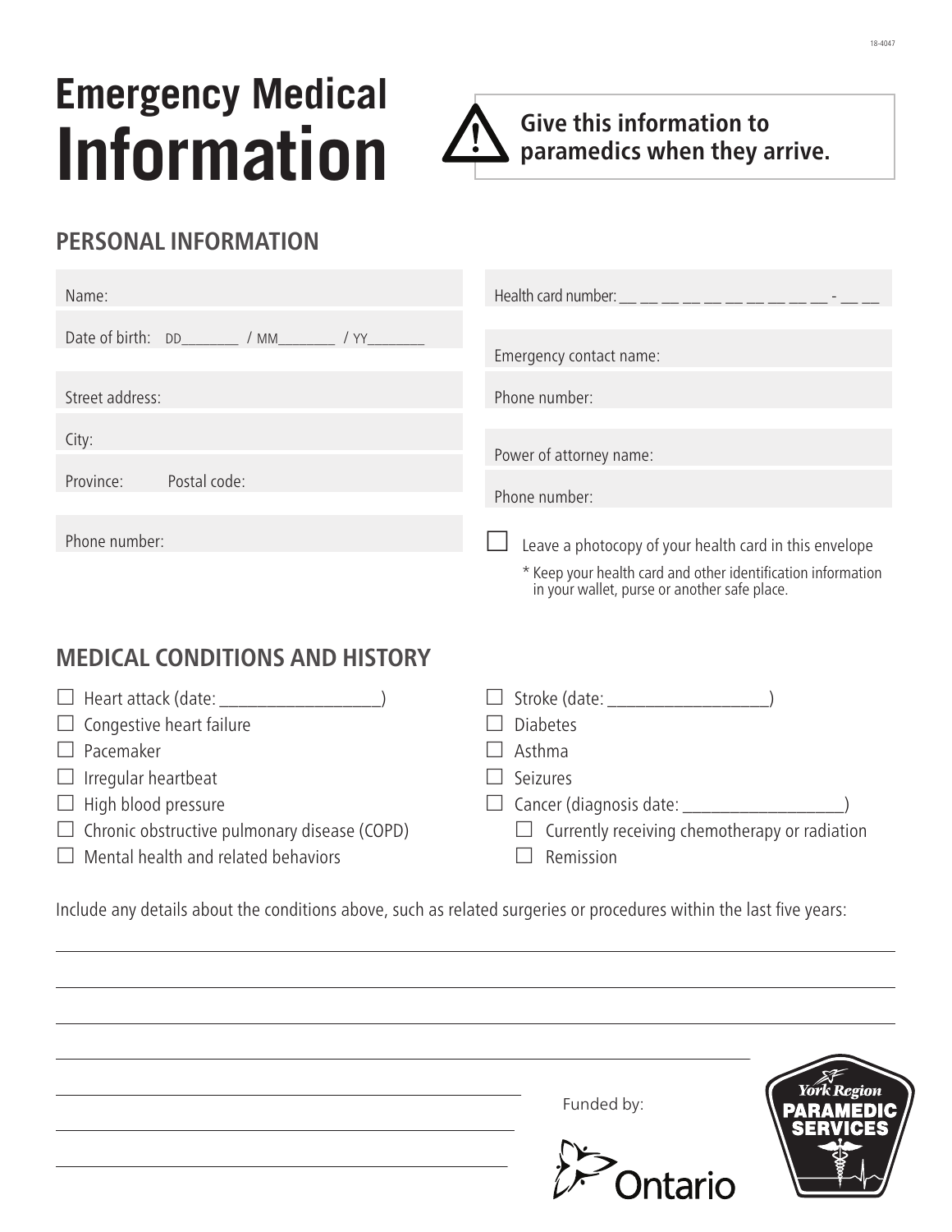# Emergency Medical Information

⚠ **Give this information to paramedics when they arrive.**

## PERSONAL INFORMATION

Name:

Date of birth: DD_______ / MM_______ / YY_______

Street address:

City:

Province: Postal code:

Phone number:

Health card number: __ __ __ __ __ __ __ __ __ __ - __ __

Emergency contact name:

Phone number:

Power of attorney name:

Phone number:

☐ Leave a photocopy of your health card in this envelope

\* Keep your health card and other identification information in your wallet, purse or another safe place.

## MEDICAL CONDITIONS AND HISTORY

- ☐ Heart attack (date: __________________)
- ☐ Congestive heart failure
- ☐ Pacemaker
- ☐ Irregular heartbeat
- ☐ High blood pressure
- ☐ Chronic obstructive pulmonary disease (COPD)
- ☐ Mental health and related behaviors
- ☐ Stroke (date: __________________)
- ☐ Diabetes
- ☐ Asthma
- ☐ Seizures
- ☐ Cancer (diagnosis date: __________________)
  - ☐ Currently receiving chemotherapy or radiation
  - ☐ Remission

Include any details about the conditions above, such as related surgeries or procedures within the last five years:

_______________________________________________

_______________________________________________

_______________________________________________

_______________________________________________

_______________________________________________

_______________________________________________

_______________________________________________

Funded by: Ontario

York Region Paramedic Services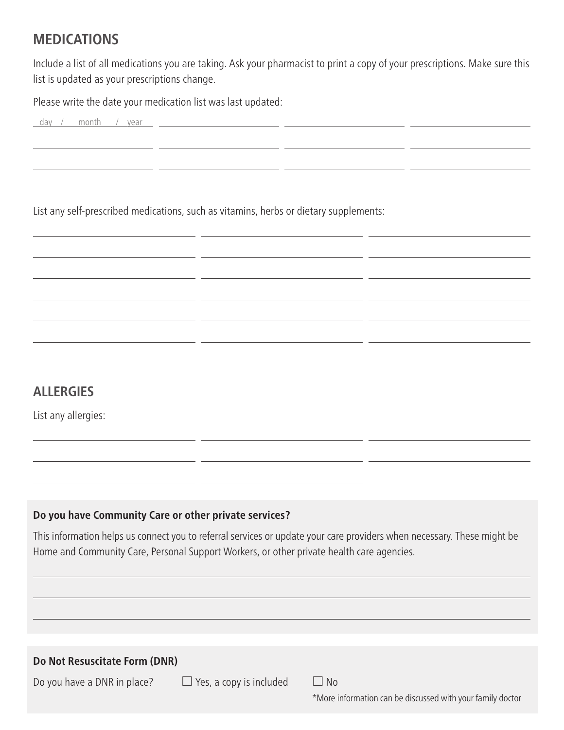## MEDICATIONS

Include a list of all medications you are taking. Ask your pharmacist to print a copy of your prescriptions. Make sure this list is updated as your prescriptions change.

Please write the date your medication list was last updated:

day / month / year

List any self-prescribed medications, such as vitamins, herbs or dietary supplements:

## ALLERGIES

List any allergies:

**Do you have Community Care or other private services?**

This information helps us connect you to referral services or update your care providers when necessary. These might be Home and Community Care, Personal Support Workers, or other private health care agencies.

**Do Not Resuscitate Form (DNR)**

Do you have a DNR in place? ☐ Yes, a copy is included ☐ No

*More information can be discussed with your family doctor